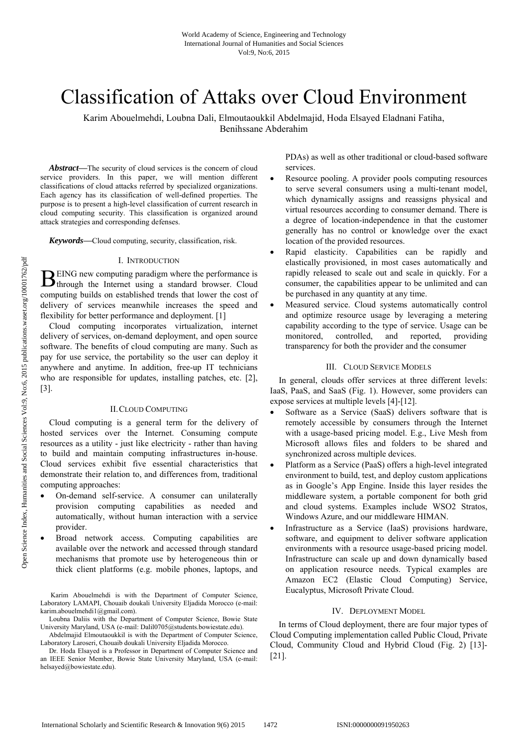# Classification of Attaks over Cloud Environment

Karim Abouelmehdi, Loubna Dali, Elmoutaoukkil Abdelmajid, Hoda Elsayed Eladnani Fatiha, Benihssane Abderahim

***Abstract*****—**The security of cloud services is the concern of cloud service providers. In this paper, we will mention different classifications of cloud attacks referred by specialized organizations. Each agency has its classification of well-defined properties. The purpose is to present a high-level classification of current research in cloud computing security. This classification is organized around attack strategies and corresponding defenses.

***Keywords*****—**Cloud computing, security, classification, risk.

## I. Introduction

Being new computing paradigm where the performance is through the Internet using a standard browser. Cloud computing builds on established trends that lower the cost of delivery of services meanwhile increases the speed and flexibility for better performance and deployment. [1]

Cloud computing incorporates virtualization, internet delivery of services, on-demand deployment, and open source software. The benefits of cloud computing are many. Such as pay for use service, the portability so the user can deploy it anywhere and anytime. In addition, free-up IT technicians who are responsible for updates, installing patches, etc. [2], [3].

## II. Cloud Computing

Cloud computing is a general term for the delivery of hosted services over the Internet. Consuming compute resources as a utility - just like electricity - rather than having to build and maintain computing infrastructures in-house. Cloud services exhibit five essential characteristics that demonstrate their relation to, and differences from, traditional computing approaches:

- On-demand self-service. A consumer can unilaterally provision computing capabilities as needed and automatically, without human interaction with a service provider.
- Broad network access. Computing capabilities are available over the network and accessed through standard mechanisms that promote use by heterogeneous thin or thick client platforms (e.g. mobile phones, laptops, and PDAs) as well as other traditional or cloud-based software services.
- Resource pooling. A provider pools computing resources to serve several consumers using a multi-tenant model, which dynamically assigns and reassigns physical and virtual resources according to consumer demand. There is a degree of location-independence in that the customer generally has no control or knowledge over the exact location of the provided resources.
- Rapid elasticity. Capabilities can be rapidly and elastically provisioned, in most cases automatically and rapidly released to scale out and scale in quickly. For a consumer, the capabilities appear to be unlimited and can be purchased in any quantity at any time.
- Measured service. Cloud systems automatically control and optimize resource usage by leveraging a metering capability according to the type of service. Usage can be monitored, controlled, and reported, providing transparency for both the provider and the consumer

## III. Cloud Service Models

In general, clouds offer services at three different levels: IaaS, PaaS, and SaaS (Fig. 1). However, some providers can expose services at multiple levels [4]-[12].

- Software as a Service (SaaS) delivers software that is remotely accessible by consumers through the Internet with a usage-based pricing model. E.g., Live Mesh from Microsoft allows files and folders to be shared and synchronized across multiple devices.
- Platform as a Service (PaaS) offers a high-level integrated environment to build, test, and deploy custom applications as in Google's App Engine. Inside this layer resides the middleware system, a portable component for both grid and cloud systems. Examples include WSO2 Stratos, Windows Azure, and our middleware HIMAN.
- Infrastructure as a Service (IaaS) provisions hardware, software, and equipment to deliver software application environments with a resource usage-based pricing model. Infrastructure can scale up and down dynamically based on application resource needs. Typical examples are Amazon EC2 (Elastic Cloud Computing) Service, Eucalyptus, Microsoft Private Cloud.

## IV. Deployment Model

In terms of Cloud deployment, there are four major types of Cloud Computing implementation called Public Cloud, Private Cloud, Community Cloud and Hybrid Cloud (Fig. 2) [13]-[21].

Karim Abouelmehdi is with the Department of Computer Science, Laboratory LAMAPI, Chouaib doukali University Eljadida Morocco (e-mail: karim.abouelmehdi1@gmail.com).

Loubna Daliis with the Department of Computer Science, Bowie State University Maryland, USA (e-mail: Dalil0705@students.bowiestate.edu).

Abdelmajid Elmoutaoukkil is with the Department of Computer Science, Laboratory Laroseri, Chouaib doukali University Eljadida Morocco.

Dr. Hoda Elsayed is a Professor in Department of Computer Science and an IEEE Senior Member, Bowie State University Maryland, USA (e-mail: helsayed@bowiestate.edu).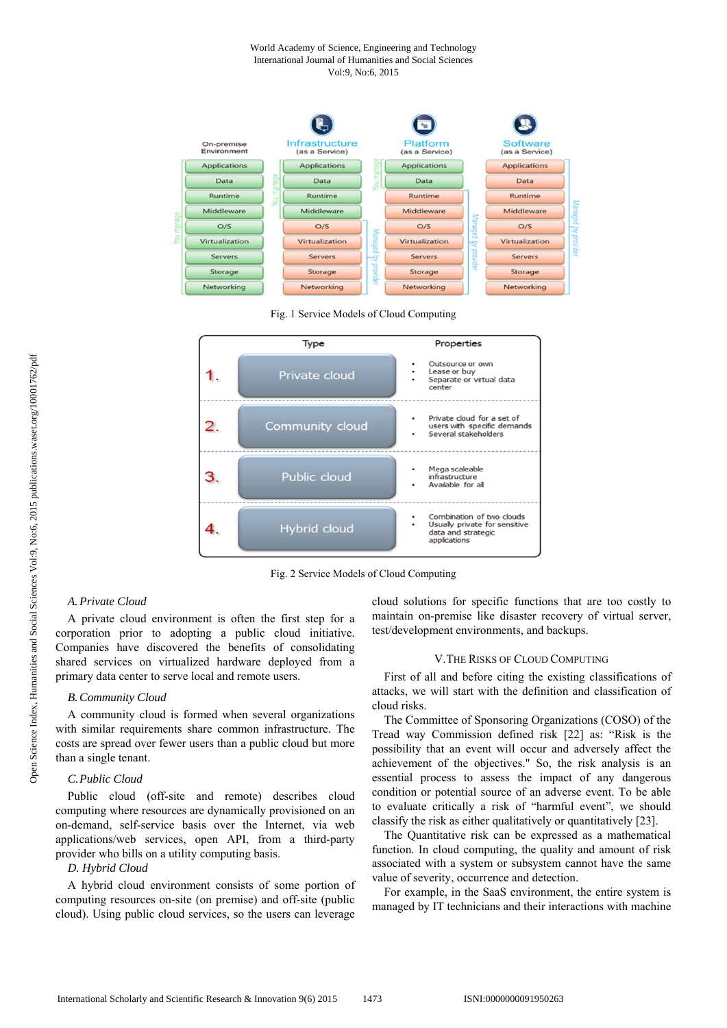Fig. 1 Service Models of Cloud Computing

Fig. 2 Service Models of Cloud Computing

*A. Private Cloud*

A private cloud environment is often the first step for a corporation prior to adopting a public cloud initiative. Companies have discovered the benefits of consolidating shared services on virtualized hardware deployed from a primary data center to serve local and remote users.

*B. Community Cloud*

A community cloud is formed when several organizations with similar requirements share common infrastructure. The costs are spread over fewer users than a public cloud but more than a single tenant.

*C. Public Cloud*

Public cloud (off-site and remote) describes cloud computing where resources are dynamically provisioned on an on-demand, self-service basis over the Internet, via web applications/web services, open API, from a third-party provider who bills on a utility computing basis.

*D. Hybrid Cloud*

A hybrid cloud environment consists of some portion of computing resources on-site (on premise) and off-site (public cloud). Using public cloud services, so the users can leverage cloud solutions for specific functions that are too costly to maintain on-premise like disaster recovery of virtual server, test/development environments, and backups.

## V. The Risks of Cloud Computing

First of all and before citing the existing classifications of attacks, we will start with the definition and classification of cloud risks.

The Committee of Sponsoring Organizations (COSO) of the Tread way Commission defined risk [22] as: "Risk is the possibility that an event will occur and adversely affect the achievement of the objectives." So, the risk analysis is an essential process to assess the impact of any dangerous condition or potential source of an adverse event. To be able to evaluate critically a risk of "harmful event", we should classify the risk as either qualitatively or quantitatively [23].

The Quantitative risk can be expressed as a mathematical function. In cloud computing, the quality and amount of risk associated with a system or subsystem cannot have the same value of severity, occurrence and detection.

For example, in the SaaS environment, the entire system is managed by IT technicians and their interactions with machine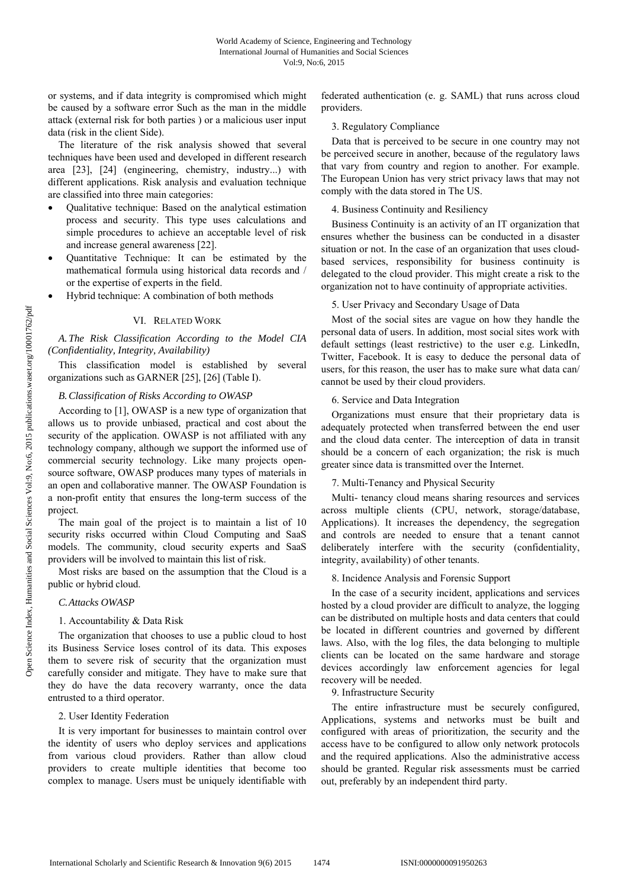or systems, and if data integrity is compromised which might be caused by a software error Such as the man in the middle attack (external risk for both parties ) or a malicious user input data (risk in the client Side).

The literature of the risk analysis showed that several techniques have been used and developed in different research area [23], [24] (engineering, chemistry, industry...) with different applications. Risk analysis and evaluation technique are classified into three main categories:

- Qualitative technique: Based on the analytical estimation process and security. This type uses calculations and simple procedures to achieve an acceptable level of risk and increase general awareness [22].
- Quantitative Technique: It can be estimated by the mathematical formula using historical data records and / or the expertise of experts in the field.
- Hybrid technique: A combination of both methods

## VI. Related Work

### *A. The Risk Classification According to the Model CIA (Confidentiality, Integrity, Availability)*

This classification model is established by several organizations such as GARNER [25], [26] (Table I).

### *B. Classification of Risks According to OWASP*

According to [1], OWASP is a new type of organization that allows us to provide unbiased, practical and cost about the security of the application. OWASP is not affiliated with any technology company, although we support the informed use of commercial security technology. Like many projects open-source software, OWASP produces many types of materials in an open and collaborative manner. The OWASP Foundation is a non-profit entity that ensures the long-term success of the project.

The main goal of the project is to maintain a list of 10 security risks occurred within Cloud Computing and SaaS models. The community, cloud security experts and SaaS providers will be involved to maintain this list of risk.

Most risks are based on the assumption that the Cloud is a public or hybrid cloud.

### *C. Attacks OWASP*

1. Accountability & Data Risk

The organization that chooses to use a public cloud to host its Business Service loses control of its data. This exposes them to severe risk of security that the organization must carefully consider and mitigate. They have to make sure that they do have the data recovery warranty, once the data entrusted to a third operator.

2. User Identity Federation

It is very important for businesses to maintain control over the identity of users who deploy services and applications from various cloud providers. Rather than allow cloud providers to create multiple identities that become too complex to manage. Users must be uniquely identifiable with federated authentication (e. g. SAML) that runs across cloud providers.

3. Regulatory Compliance

Data that is perceived to be secure in one country may not be perceived secure in another, because of the regulatory laws that vary from country and region to another. For example. The European Union has very strict privacy laws that may not comply with the data stored in The US.

4. Business Continuity and Resiliency

Business Continuity is an activity of an IT organization that ensures whether the business can be conducted in a disaster situation or not. In the case of an organization that uses cloud-based services, responsibility for business continuity is delegated to the cloud provider. This might create a risk to the organization not to have continuity of appropriate activities.

5. User Privacy and Secondary Usage of Data

Most of the social sites are vague on how they handle the personal data of users. In addition, most social sites work with default settings (least restrictive) to the user e.g. LinkedIn, Twitter, Facebook. It is easy to deduce the personal data of users, for this reason, the user has to make sure what data can/ cannot be used by their cloud providers.

6. Service and Data Integration

Organizations must ensure that their proprietary data is adequately protected when transferred between the end user and the cloud data center. The interception of data in transit should be a concern of each organization; the risk is much greater since data is transmitted over the Internet.

7. Multi-Tenancy and Physical Security

Multi- tenancy cloud means sharing resources and services across multiple clients (CPU, network, storage/database, Applications). It increases the dependency, the segregation and controls are needed to ensure that a tenant cannot deliberately interfere with the security (confidentiality, integrity, availability) of other tenants.

8. Incidence Analysis and Forensic Support

In the case of a security incident, applications and services hosted by a cloud provider are difficult to analyze, the logging can be distributed on multiple hosts and data centers that could be located in different countries and governed by different laws. Also, with the log files, the data belonging to multiple clients can be located on the same hardware and storage devices accordingly law enforcement agencies for legal recovery will be needed.

9. Infrastructure Security

The entire infrastructure must be securely configured, Applications, systems and networks must be built and configured with areas of prioritization, the security and the access have to be configured to allow only network protocols and the required applications. Also the administrative access should be granted. Regular risk assessments must be carried out, preferably by an independent third party.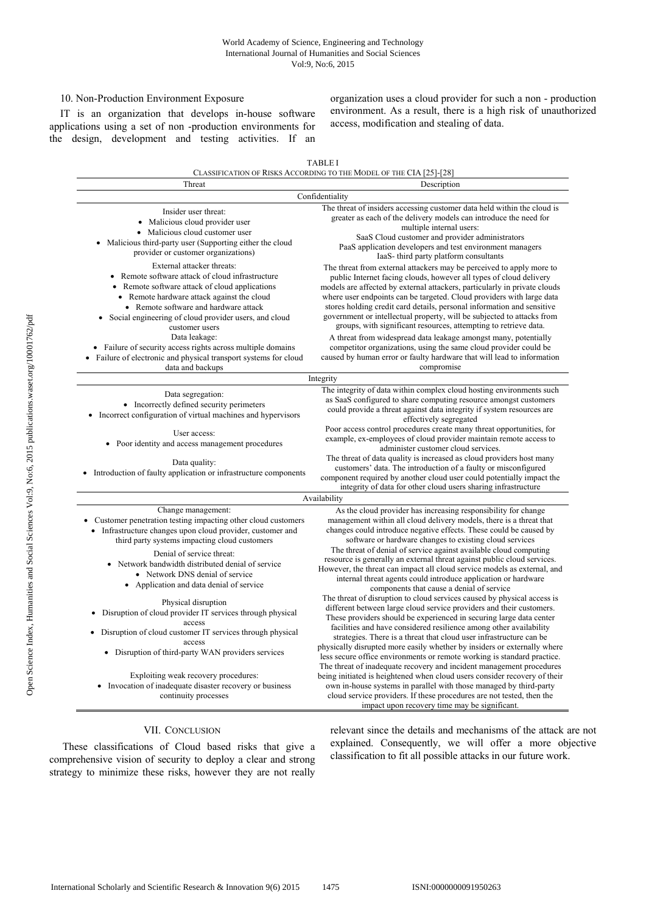### 10. Non-Production Environment Exposure

IT is an organization that develops in-house software applications using a set of non -production environments for the design, development and testing activities. If an organization uses a cloud provider for such a non - production environment. As a result, there is a high risk of unauthorized access, modification and stealing of data.

TABLE I
CLASSIFICATION OF RISKS ACCORDING TO THE MODEL OF THE CIA [25]-[28]

| Threat | Description |
|---|---|
| **Confidentiality** | |
| Insider user threat:<br>• Malicious cloud provider user<br>• Malicious cloud customer user<br>• Malicious third-party user (Supporting either the cloud provider or customer organizations) | The threat of insiders accessing customer data held within the cloud is greater as each of the delivery models can introduce the need for multiple internal users:<br>SaaS Cloud customer and provider administrators<br>PaaS application developers and test environment managers<br>IaaS- third party platform consultants |
| External attacker threats:<br>• Remote software attack of cloud infrastructure<br>• Remote software attack of cloud applications<br>• Remote hardware attack against the cloud<br>• Remote software and hardware attack<br>• Social engineering of cloud provider users, and cloud customer users | The threat from external attackers may be perceived to apply more to public Internet facing clouds, however all types of cloud delivery models are affected by external attackers, particularly in private clouds where user endpoints can be targeted. Cloud providers with large data stores holding credit card details, personal information and sensitive government or intellectual property, will be subjected to attacks from groups, with significant resources, attempting to retrieve data. |
| Data leakage:<br>• Failure of security access rights across multiple domains<br>• Failure of electronic and physical transport systems for cloud data and backups | A threat from widespread data leakage amongst many, potentially competitor organizations, using the same cloud provider could be caused by human error or faulty hardware that will lead to information compromise |
| **Integrity** | |
| Data segregation:<br>• Incorrectly defined security perimeters<br>• Incorrect configuration of virtual machines and hypervisors | The integrity of data within complex cloud hosting environments such as SaaS configured to share computing resource amongst customers could provide a threat against data integrity if system resources are effectively segregated |
| User access:<br>• Poor identity and access management procedures | Poor access control procedures create many threat opportunities, for example, ex-employees of cloud provider maintain remote access to administer customer cloud services. |
| Data quality:<br>• Introduction of faulty application or infrastructure components | The threat of data quality is increased as cloud providers host many customers' data. The introduction of a faulty or misconfigured component required by another cloud user could potentially impact the integrity of data for other cloud users sharing infrastructure |
| **Availability** | |
| Change management:<br>• Customer penetration testing impacting other cloud customers<br>• Infrastructure changes upon cloud provider, customer and third party systems impacting cloud customers | As the cloud provider has increasing responsibility for change management within all cloud delivery models, there is a threat that changes could introduce negative effects. These could be caused by software or hardware changes to existing cloud services |
| Denial of service threat:<br>• Network bandwidth distributed denial of service<br>• Network DNS denial of service<br>• Application and data denial of service | The threat of denial of service against available cloud computing resource is generally an external threat against public cloud services. However, the threat can impact all cloud service models as external, and internal threat agents could introduce application or hardware components that cause a denial of service |
| Physical disruption<br>• Disruption of cloud provider IT services through physical access<br>• Disruption of cloud customer IT services through physical access<br>• Disruption of third-party WAN providers services | The threat of disruption to cloud services caused by physical access is different between large cloud service providers and their customers. These providers should be experienced in securing large data center facilities and have considered resilience among other availability strategies. There is a threat that cloud user infrastructure can be physically disrupted more easily whether by insiders or externally where less secure office environments or remote working is standard practice. |
| Exploiting weak recovery procedures:<br>• Invocation of inadequate disaster recovery or business continuity processes | The threat of inadequate recovery and incident management procedures being initiated is heightened when cloud users consider recovery of their own in-house systems in parallel with those managed by third-party cloud service providers. If these procedures are not tested, then the impact upon recovery time may be significant. |

## VII. CONCLUSION

These classifications of Cloud based risks that give a comprehensive vision of security to deploy a clear and strong strategy to minimize these risks, however they are not really relevant since the details and mechanisms of the attack are not explained. Consequently, we will offer a more objective classification to fit all possible attacks in our future work.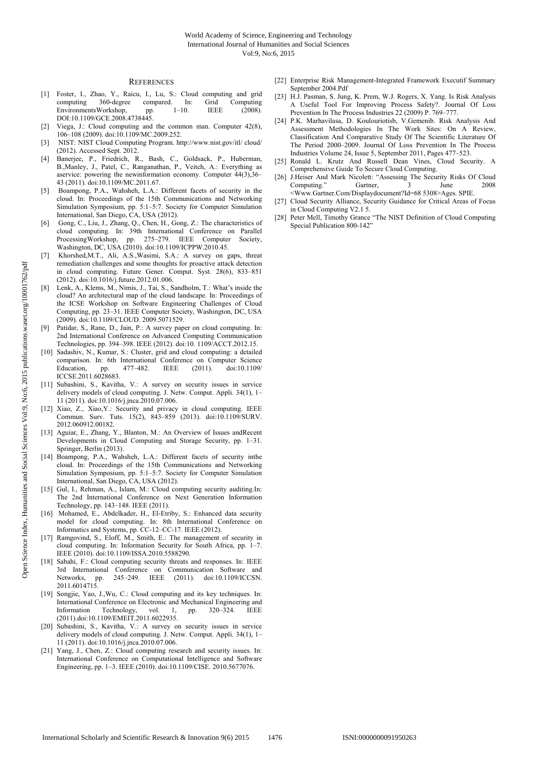## REFERENCES

[1] Foster, I., Zhao, Y., Raicu, I., Lu, S.: Cloud computing and grid computing 360-degree compared. In: Grid Computing EnvironmentsWorkshop, pp. 1–10. IEEE (2008). DOI:10.1109/GCE.2008.4738445.

[2] Viega, J.: Cloud computing and the common man. Computer 42(8), 106–108 (2009). doi:10.1109/MC.2009.252.

[3] NIST: NIST Cloud Computing Program. http://www.nist.gov/itl/ cloud/ (2012). Accessed Sept. 2012.

[4] Banerjee, P., Friedrich, R., Bash, C., Goldsack, P., Huberman, B.,Manley, J., Patel, C., Ranganathan, P., Veitch, A.: Everything as aservice: powering the newinformation economy. Computer 44(3),36–43 (2011). doi:10.1109/MC.2011.67.

[5] Boampong, P.A., Wahsheh, L.A.: Different facets of security in the cloud. In: Proceedings of the 15th Communications and Networking Simulation Symposium, pp. 5:1–5:7. Society for Computer Simulation International, San Diego, CA, USA (2012).

[6] Gong, C., Liu, J., Zhang, Q., Chen, H., Gong, Z.: The characteristics of cloud computing. In: 39th International Conference on Parallel ProcessingWorkshop, pp. 275–279. IEEE Computer Society, Washington, DC, USA (2010). doi:10.1109/ICPPW.2010.45.

[7] Khorshed,M.T., Ali, A.S.,Wasimi, S.A.: A survey on gaps, threat remediation challenges and some thoughts for proactive attack detection in cloud computing. Future Gener. Comput. Syst. 28(6), 833–851 (2012). doi:10.1016/j.future.2012.01.006.

[8] Lenk, A., Klems, M., Nimis, J., Tai, S., Sandholm, T.: What's inside the cloud? An architectural map of the cloud landscape. In: Proceedings of the ICSE Workshop on Software Engineering Challenges of Cloud Computing, pp. 23–31. IEEE Computer Society, Washington, DC, USA (2009). doi:10.1109/CLOUD. 2009.5071529.

[9] Patidar, S., Rane, D., Jain, P.: A survey paper on cloud computing. In: 2nd International Conference on Advanced Computing Communication Technologies, pp. 394–398. IEEE (2012). doi:10. 1109/ACCT.2012.15.

[10] Sadashiv, N., Kumar, S.: Cluster, grid and cloud computing: a detailed comparison. In: 6th International Conference on Computer Science Education, pp. 477–482. IEEE (2011). doi:10.1109/ ICCSE.2011.6028683.

[11] Subashini, S., Kavitha, V.: A survey on security issues in service delivery models of cloud computing. J. Netw. Comput. Appli. 34(1), 1–11 (2011). doi:10.1016/j.jnca.2010.07.006.

[12] Xiao, Z., Xiao,Y.: Security and privacy in cloud computing. IEEE Commun. Surv. Tuts. 15(2), 843–859 (2013). doi:10.1109/SURV. 2012.060912.00182.

[13] Aguiar, E., Zhang, Y., Blanton, M.: An Overview of Issues andRecent Developments in Cloud Computing and Storage Security, pp. 1–31. Springer, Berlin (2013).

[14] Boampong, P.A., Wahsheh, L.A.: Different facets of security inthe cloud. In: Proceedings of the 15th Communications and Networking Simulation Symposium, pp. 5:1–5:7. Society for Computer Simulation International, San Diego, CA, USA (2012).

[15] Gul, I., Rehman, A., Islam, M.: Cloud computing security auditing.In: The 2nd International Conference on Next Generation Information Technology, pp. 143–148. IEEE (2011).

[16] Mohamed, E., Abdelkader, H., El-Etriby, S.: Enhanced data security model for cloud computing. In: 8th International Conference on Informatics and Systems, pp. CC-12–CC-17. IEEE (2012).

[17] Ramgovind, S., Eloff, M., Smith, E.: The management of security in cloud computing. In: Information Security for South Africa, pp. 1–7. IEEE (2010). doi:10.1109/ISSA.2010.5588290.

[18] Sabahi, F.: Cloud computing security threats and responses. In: IEEE 3rd International Conference on Communication Software and Networks, pp. 245–249. IEEE (2011). doi:10.1109/ICCSN. 2011.6014715.

[19] Songjie, Yao, J.,Wu, C.: Cloud computing and its key techniques. In: International Conference on Electronic and Mechanical Engineering and Information Technology, vol. 1, pp. 320–324. IEEE (2011).doi:10.1109/EMEIT.2011.6022935.

[20] Subashini, S., Kavitha, V.: A survey on security issues in service delivery models of cloud computing. J. Netw. Comput. Appli. 34(1), 1–11 (2011). doi:10.1016/j.jnca.2010.07.006.

[21] Yang, J., Chen, Z.: Cloud computing research and security issues. In: International Conference on Computational Intelligence and Software Engineering, pp. 1–3. IEEE (2010). doi:10.1109/CISE. 2010.5677076.

[22] Enterprise Risk Management-Integrated Framework Executif Summary September 2004.Pdf

[23] H.J. Pasman, S. Jung, K. Prem, W.J. Rogers, X. Yang. Is Risk Analysis A Useful Tool For Improving Process Safety?. Journal Of Loss Prevention In The Process Industries 22 (2009) P. 769–777.

[24] P.K. Marhavilasa, D. Koulouriotisb, V.Gemenib. Risk Analysis And Assessment Methodologies In The Work Sites: On A Review, Classification And Comparative Study Of The Scientific Literature Of The Period 2000–2009. Journal Of Loss Prevention In The Process Industries Volume 24, Issue 5, September 2011, Pages 477–523.

[25] Ronald L. Krutz And Russell Dean Vines, Cloud Security. A Comprehensive Guide To Secure Cloud Computing.

[26] J.Heiser And Mark Nicolett: "Assessing The Security Risks Of Cloud Computing." Gartner, 3 June 2008 <Www.Gartner.Com/Displaydocument?Id=68 5308>Ages. SPIE.

[27] Cloud Security Alliance, Security Guidance for Critical Areas of Focus in Cloud Computing V2.1 5.

[28] Peter Mell, Timothy Grance "The NIST Definition of Cloud Computing Special Publication 800-142"